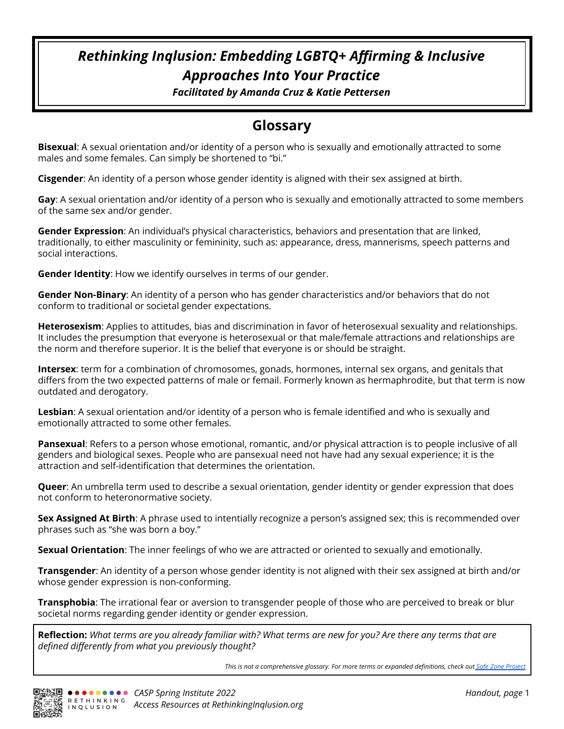# *Rethinking Inqlusion: Embedding LGBTQ+ Affirming & Inclusive Approaches Into Your Practice*

***Facilitated by Amanda Cruz & Katie Pettersen***

## Glossary

**Bisexual**: A sexual orientation and/or identity of a person who is sexually and emotionally attracted to some males and some females. Can simply be shortened to "bi."

**Cisgender**: An identity of a person whose gender identity is aligned with their sex assigned at birth.

**Gay**: A sexual orientation and/or identity of a person who is sexually and emotionally attracted to some members of the same sex and/or gender.

**Gender Expression**: An individual's physical characteristics, behaviors and presentation that are linked, traditionally, to either masculinity or femininity, such as: appearance, dress, mannerisms, speech patterns and social interactions.

**Gender Identity**: How we identify ourselves in terms of our gender.

**Gender Non-Binary**: An identity of a person who has gender characteristics and/or behaviors that do not conform to traditional or societal gender expectations.

**Heterosexism**: Applies to attitudes, bias and discrimination in favor of heterosexual sexuality and relationships. It includes the presumption that everyone is heterosexual or that male/female attractions and relationships are the norm and therefore superior. It is the belief that everyone is or should be straight.

**Intersex**: term for a combination of chromosomes, gonads, hormones, internal sex organs, and genitals that differs from the two expected patterns of male or femail. Formerly known as hermaphrodite, but that term is now outdated and derogatory.

**Lesbian**: A sexual orientation and/or identity of a person who is female identified and who is sexually and emotionally attracted to some other females.

**Pansexual**: Refers to a person whose emotional, romantic, and/or physical attraction is to people inclusive of all genders and biological sexes. People who are pansexual need not have had any sexual experience; it is the attraction and self-identification that determines the orientation.

**Queer**: An umbrella term used to describe a sexual orientation, gender identity or gender expression that does not conform to heteronormative society.

**Sex Assigned At Birth**: A phrase used to intentially recognize a person's assigned sex; this is recommended over phrases such as "she was born a boy."

**Sexual Orientation**: The inner feelings of who we are attracted or oriented to sexually and emotionally.

**Transgender**: An identity of a person whose gender identity is not aligned with their sex assigned at birth and/or whose gender expression is non-conforming.

**Transphobia**: The irrational fear or aversion to transgender people of those who are perceived to break or blur societal norms regarding gender identity or gender expression.

**Reflection:** *What terms are you already familiar with? What terms are new for you? Are there any terms that are defined differently from what you previously thought?*

*This is not a comprehensive glossary. For more terms or expanded definitions, check out Safe Zone Project*

RETHINKING INQLUSION

*CASP Spring Institute 2022*
*Access Resources at RethinkingInqlusion.org*

*Handout, page* 1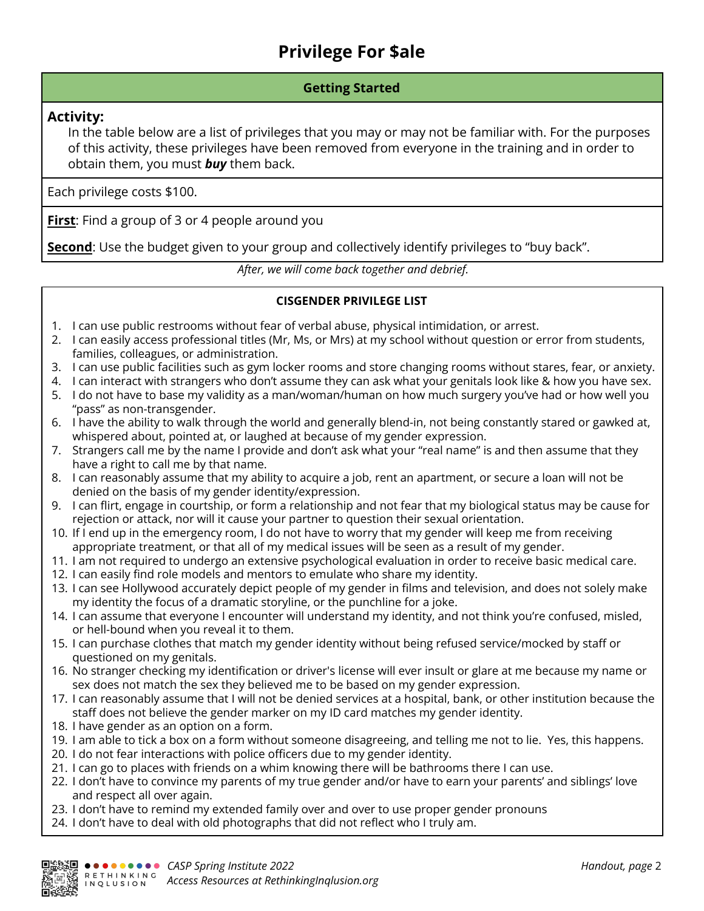# Privilege For $ale

**Getting Started**

**Activity:**

In the table below are a list of privileges that you may or may not be familiar with. For the purposes of this activity, these privileges have been removed from everyone in the training and in order to obtain them, you must ***buy*** them back.

Each privilege costs $100.

**First**: Find a group of 3 or 4 people around you

**Second**: Use the budget given to your group and collectively identify privileges to "buy back".

*After, we will come back together and debrief.*

**CISGENDER PRIVILEGE LIST**

1. I can use public restrooms without fear of verbal abuse, physical intimidation, or arrest.
2. I can easily access professional titles (Mr, Ms, or Mrs) at my school without question or error from students, families, colleagues, or administration.
3. I can use public facilities such as gym locker rooms and store changing rooms without stares, fear, or anxiety.
4. I can interact with strangers who don't assume they can ask what your genitals look like & how you have sex.
5. I do not have to base my validity as a man/woman/human on how much surgery you've had or how well you "pass" as non-transgender.
6. I have the ability to walk through the world and generally blend-in, not being constantly stared or gawked at, whispered about, pointed at, or laughed at because of my gender expression.
7. Strangers call me by the name I provide and don't ask what your "real name" is and then assume that they have a right to call me by that name.
8. I can reasonably assume that my ability to acquire a job, rent an apartment, or secure a loan will not be denied on the basis of my gender identity/expression.
9. I can flirt, engage in courtship, or form a relationship and not fear that my biological status may be cause for rejection or attack, nor will it cause your partner to question their sexual orientation.
10. If I end up in the emergency room, I do not have to worry that my gender will keep me from receiving appropriate treatment, or that all of my medical issues will be seen as a result of my gender.
11. I am not required to undergo an extensive psychological evaluation in order to receive basic medical care.
12. I can easily find role models and mentors to emulate who share my identity.
13. I can see Hollywood accurately depict people of my gender in films and television, and does not solely make my identity the focus of a dramatic storyline, or the punchline for a joke.
14. I can assume that everyone I encounter will understand my identity, and not think you're confused, misled, or hell-bound when you reveal it to them.
15. I can purchase clothes that match my gender identity without being refused service/mocked by staff or questioned on my genitals.
16. No stranger checking my identification or driver's license will ever insult or glare at me because my name or sex does not match the sex they believed me to be based on my gender expression.
17. I can reasonably assume that I will not be denied services at a hospital, bank, or other institution because the staff does not believe the gender marker on my ID card matches my gender identity.
18. I have gender as an option on a form.
19. I am able to tick a box on a form without someone disagreeing, and telling me not to lie. Yes, this happens.
20. I do not fear interactions with police officers due to my gender identity.
21. I can go to places with friends on a whim knowing there will be bathrooms there I can use.
22. I don't have to convince my parents of my true gender and/or have to earn your parents' and siblings' love and respect all over again.
23. I don't have to remind my extended family over and over to use proper gender pronouns
24. I don't have to deal with old photographs that did not reflect who I truly am.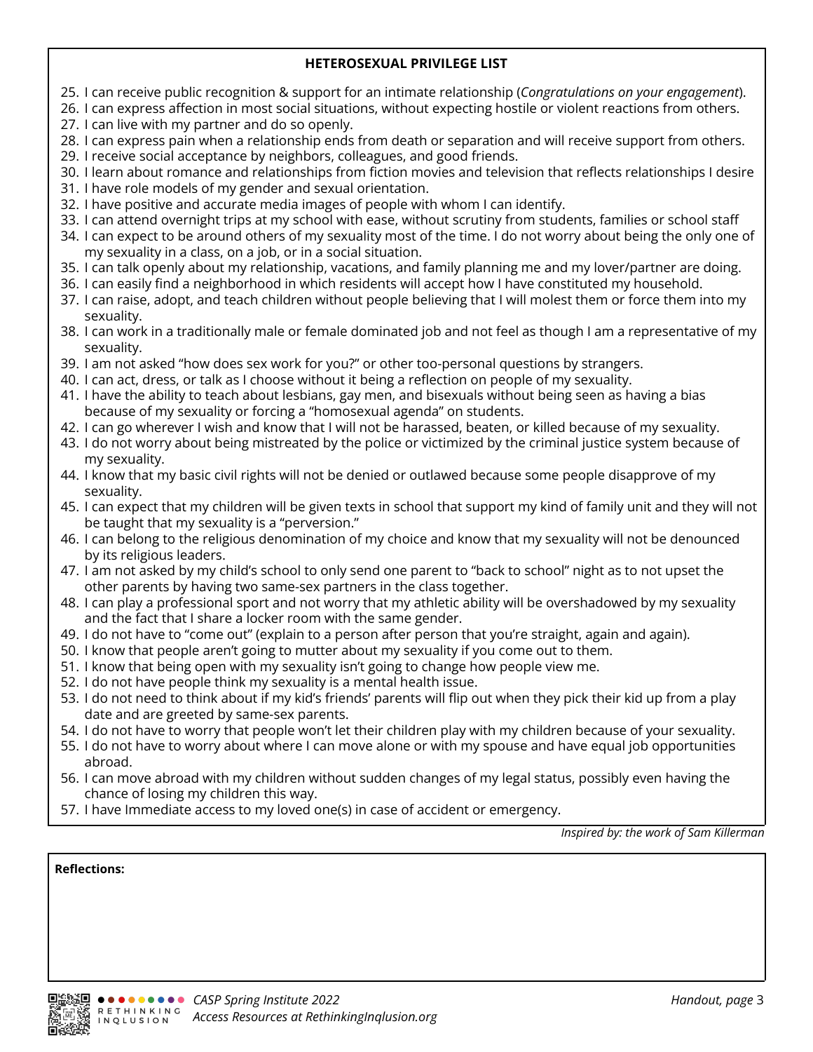## HETEROSEXUAL PRIVILEGE LIST

25. I can receive public recognition & support for an intimate relationship (*Congratulations on your engagement*).
26. I can express affection in most social situations, without expecting hostile or violent reactions from others.
27. I can live with my partner and do so openly.
28. I can express pain when a relationship ends from death or separation and will receive support from others.
29. I receive social acceptance by neighbors, colleagues, and good friends.
30. I learn about romance and relationships from fiction movies and television that reflects relationships I desire
31. I have role models of my gender and sexual orientation.
32. I have positive and accurate media images of people with whom I can identify.
33. I can attend overnight trips at my school with ease, without scrutiny from students, families or school staff
34. I can expect to be around others of my sexuality most of the time. I do not worry about being the only one of my sexuality in a class, on a job, or in a social situation.
35. I can talk openly about my relationship, vacations, and family planning me and my lover/partner are doing.
36. I can easily find a neighborhood in which residents will accept how I have constituted my household.
37. I can raise, adopt, and teach children without people believing that I will molest them or force them into my sexuality.
38. I can work in a traditionally male or female dominated job and not feel as though I am a representative of my sexuality.
39. I am not asked "how does sex work for you?" or other too-personal questions by strangers.
40. I can act, dress, or talk as I choose without it being a reflection on people of my sexuality.
41. I have the ability to teach about lesbians, gay men, and bisexuals without being seen as having a bias because of my sexuality or forcing a "homosexual agenda" on students.
42. I can go wherever I wish and know that I will not be harassed, beaten, or killed because of my sexuality.
43. I do not worry about being mistreated by the police or victimized by the criminal justice system because of my sexuality.
44. I know that my basic civil rights will not be denied or outlawed because some people disapprove of my sexuality.
45. I can expect that my children will be given texts in school that support my kind of family unit and they will not be taught that my sexuality is a "perversion."
46. I can belong to the religious denomination of my choice and know that my sexuality will not be denounced by its religious leaders.
47. I am not asked by my child's school to only send one parent to "back to school" night as to not upset the other parents by having two same-sex partners in the class together.
48. I can play a professional sport and not worry that my athletic ability will be overshadowed by my sexuality and the fact that I share a locker room with the same gender.
49. I do not have to "come out" (explain to a person after person that you're straight, again and again).
50. I know that people aren't going to mutter about my sexuality if you come out to them.
51. I know that being open with my sexuality isn't going to change how people view me.
52. I do not have people think my sexuality is a mental health issue.
53. I do not need to think about if my kid's friends' parents will flip out when they pick their kid up from a play date and are greeted by same-sex parents.
54. I do not have to worry that people won't let their children play with my children because of your sexuality.
55. I do not have to worry about where I can move alone or with my spouse and have equal job opportunities abroad.
56. I can move abroad with my children without sudden changes of my legal status, possibly even having the chance of losing my children this way.
57. I have Immediate access to my loved one(s) in case of accident or emergency.

*Inspired by: the work of Sam Killerman*

**Reflections:**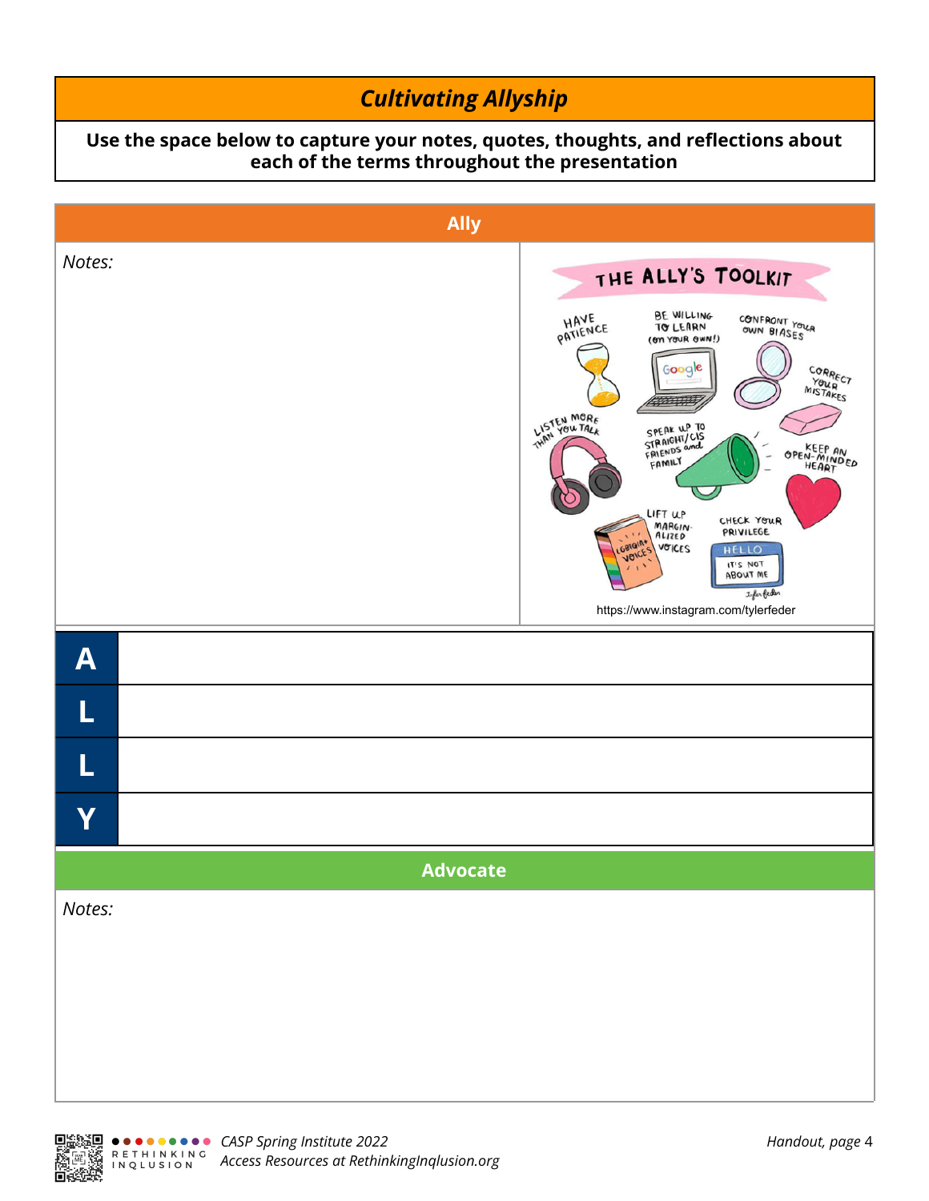## *Cultivating Allyship*

**Use the space below to capture your notes, quotes, thoughts, and reflections about each of the terms throughout the presentation**

### Ally

*Notes:*

THE ALLY'S TOOLKIT

HAVE PATIENCE

BE WILLING TO LEARN (ON YOUR OWN!)

CONFRONT YOUR OWN BIASES

CORRECT YOUR MISTAKES

LISTEN MORE THAN YOU TALK

SPEAK UP TO STRAIGHT/CIS FRIENDS and FAMILY

KEEP AN OPEN-MINDED HEART

LIFT UP MARGINALIZED VOICES

CHECK YOUR PRIVILEGE

HELLO IT'S NOT ABOUT ME

https://www.instagram.com/tylerfeder

| | |
|---|---|
| **A** | |
| **L** | |
| **L** | |
| **Y** | |

### Advocate

*Notes:*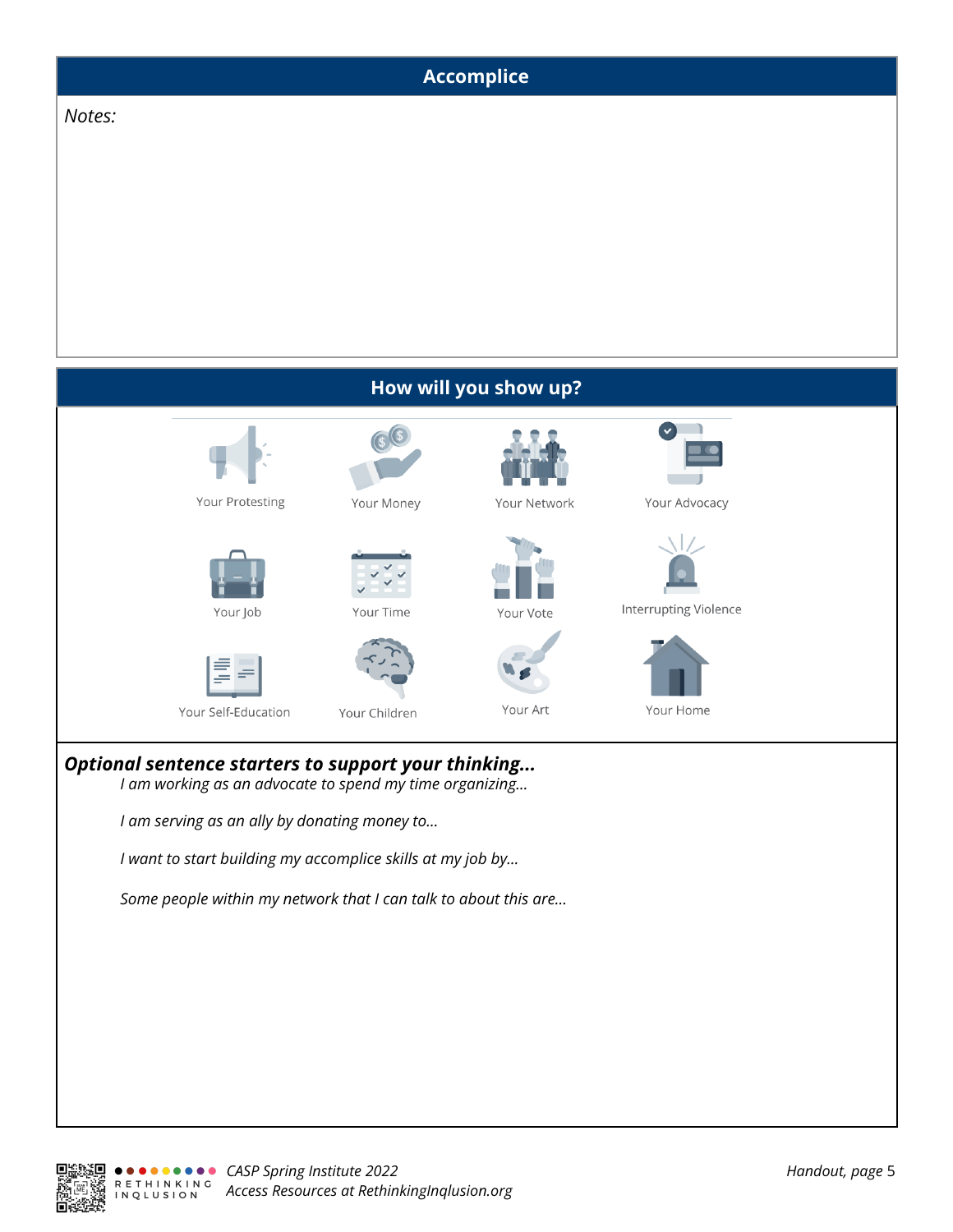## Accomplice

*Notes:*

## How will you show up?

| | | | |
|---|---|---|---|
| Your Protesting | Your Money | Your Network | Your Advocacy |
| Your Job | Your Time | Your Vote | Interrupting Violence |
| Your Self-Education | Your Children | Your Art | Your Home |

***Optional sentence starters to support your thinking...***

*I am working as an advocate to spend my time organizing...*

*I am serving as an ally by donating money to...*

*I want to start building my accomplice skills at my job by...*

*Some people within my network that I can talk to about this are...*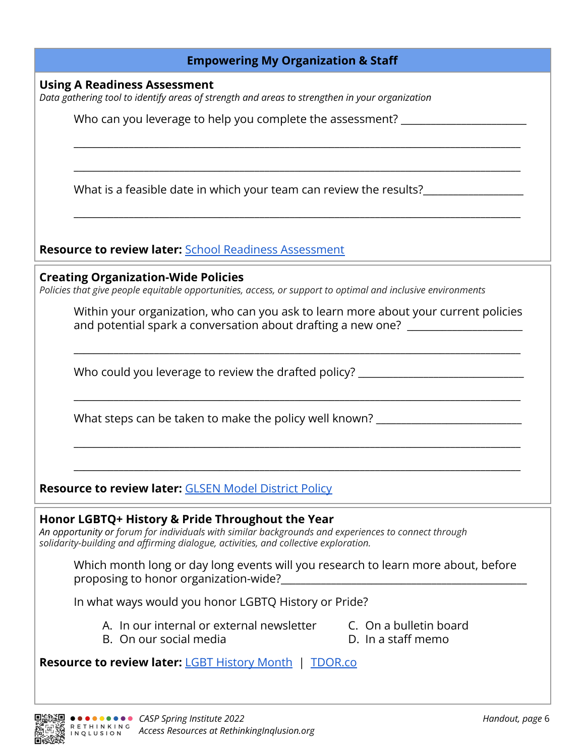## Empowering My Organization & Staff

### Using A Readiness Assessment

*Data gathering tool to identify areas of strength and areas to strengthen in your organization*

Who can you leverage to help you complete the assessment? _______________________

_______________________________________________________________________________

_______________________________________________________________________________

What is a feasible date in which your team can review the results?_________________

_______________________________________________________________________________

**Resource to review later:** [School Readiness Assessment]()

### Creating Organization-Wide Policies

*Policies that give people equitable opportunities, access, or support to optimal and inclusive environments*

Within your organization, who can you ask to learn more about your current policies and potential spark a conversation about drafting a new one? ____________________

_______________________________________________________________________________

Who could you leverage to review the drafted policy? ______________________________

_______________________________________________________________________________

What steps can be taken to make the policy well known? __________________________

_______________________________________________________________________________

_______________________________________________________________________________

**Resource to review later:** [GLSEN Model District Policy]()

### Honor LGBTQ+ History & Pride Throughout the Year

*An opportunity or forum for individuals with similar backgrounds and experiences to connect through solidarity-building and affirming dialogue, activities, and collective exploration.*

Which month long or day long events will you research to learn more about, before proposing to honor organization-wide?____________________________________________

In what ways would you honor LGBTQ History or Pride?

A. In our internal or external newsletter
B. On our social media
C. On a bulletin board
D. In a staff memo

**Resource to review later:** [LGBT History Month]() | [TDOR.co]()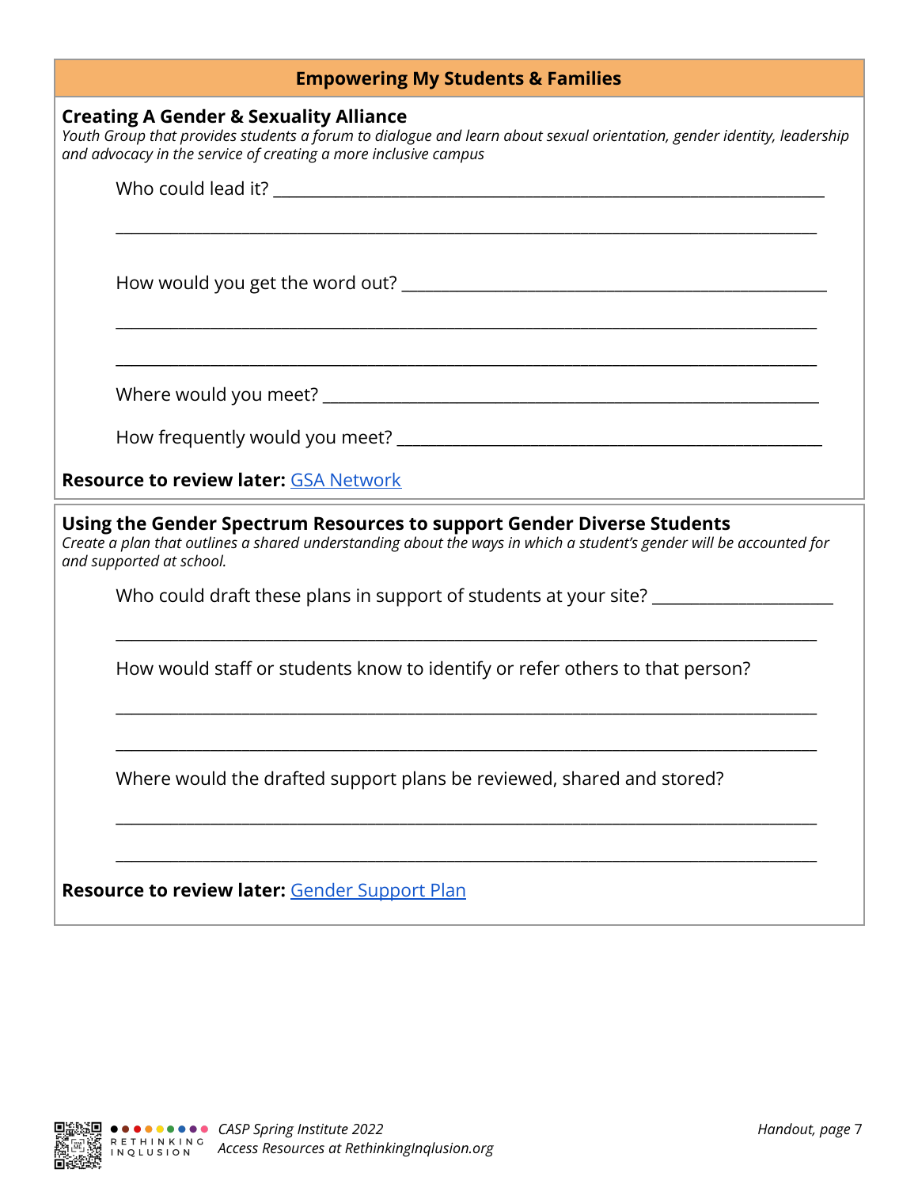## Empowering My Students & Families

### Creating A Gender & Sexuality Alliance

*Youth Group that provides students a forum to dialogue and learn about sexual orientation, gender identity, leadership and advocacy in the service of creating a more inclusive campus*

Who could lead it? ______________________________________________________________

______________________________________________________________________________

How would you get the word out? __________________________________________________

______________________________________________________________________________

______________________________________________________________________________

Where would you meet? ___________________________________________________________

How frequently would you meet? ___________________________________________________

**Resource to review later:** GSA Network

### Using the Gender Spectrum Resources to support Gender Diverse Students

*Create a plan that outlines a shared understanding about the ways in which a student's gender will be accounted for and supported at school.*

Who could draft these plans in support of students at your site? ______________________

______________________________________________________________________________

How would staff or students know to identify or refer others to that person?

______________________________________________________________________________

______________________________________________________________________________

Where would the drafted support plans be reviewed, shared and stored?

______________________________________________________________________________

______________________________________________________________________________

**Resource to review later:** Gender Support Plan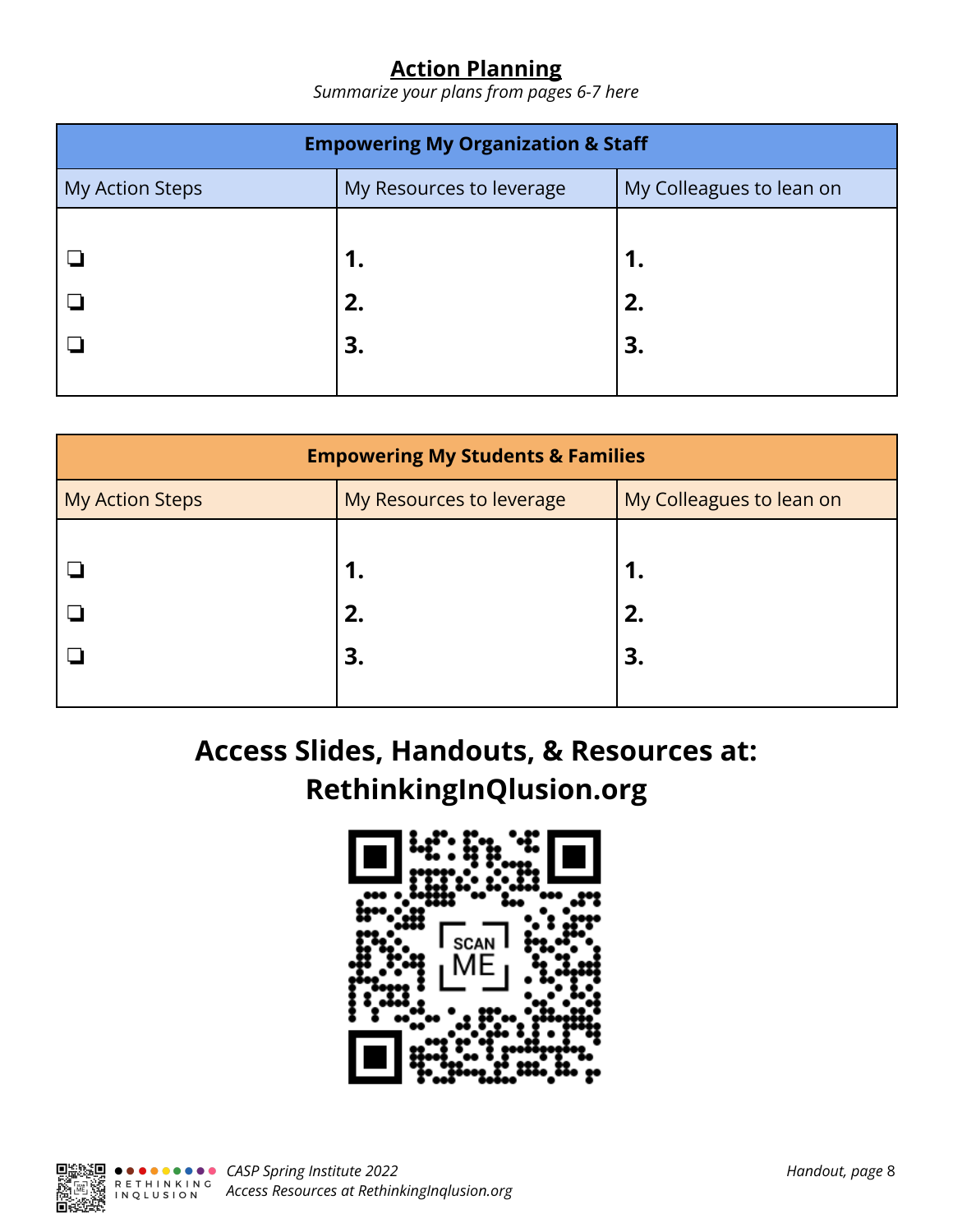## Action Planning

*Summarize your plans from pages 6-7 here*

| Empowering My Organization & Staff | | |
|---|---|---|
| My Action Steps | My Resources to leverage | My Colleagues to lean on |
| ❏ | **1.** | **1.** |
| ❏ | **2.** | **2.** |
| ❏ | **3.** | **3.** |

| Empowering My Students & Families | | |
|---|---|---|
| My Action Steps | My Resources to leverage | My Colleagues to lean on |
| ❏ | **1.** | **1.** |
| ❏ | **2.** | **2.** |
| ❏ | **3.** | **3.** |

## Access Slides, Handouts, & Resources at: RethinkingInQlusion.org

SCAN ME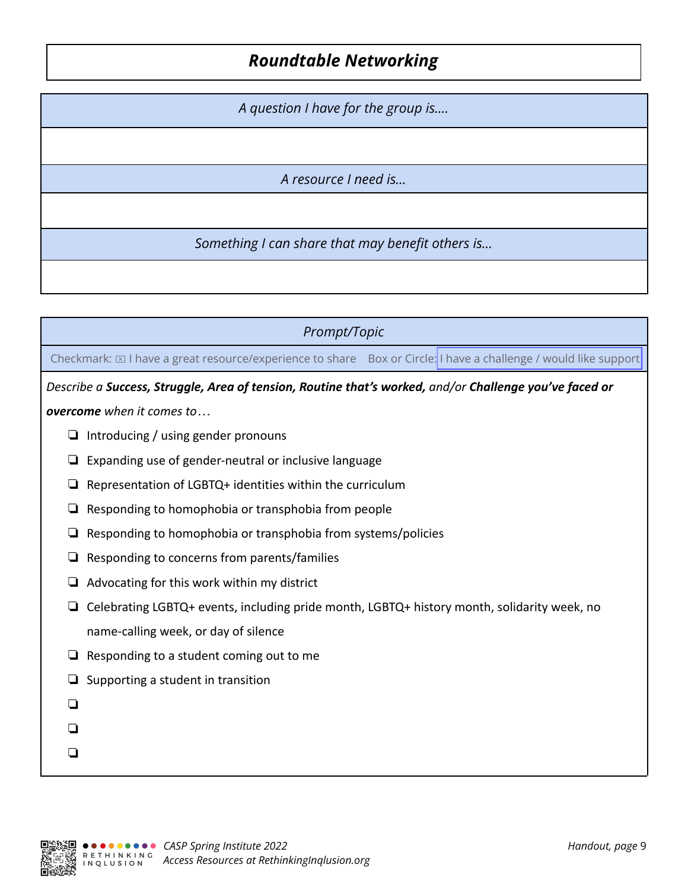# Roundtable Networking

| *A question I have for the group is....* |
| --- |
| |
| *A resource I need is...* |
| |
| *Something I can share that may benefit others is...* |
| |

| *Prompt/Topic* |
| --- |
| Checkmark: ☒ I have a great resource/experience to share    Box or Circle: I have a challenge / would like support |

*Describe a* ***Success, Struggle, Area of tension, Routine that's worked,*** *and/or* ***Challenge you've faced or overcome*** *when it comes to…*

- ❏ Introducing / using gender pronouns
- ❏ Expanding use of gender-neutral or inclusive language
- ❏ Representation of LGBTQ+ identities within the curriculum
- ❏ Responding to homophobia or transphobia from people
- ❏ Responding to homophobia or transphobia from systems/policies
- ❏ Responding to concerns from parents/families
- ❏ Advocating for this work within my district
- ❏ Celebrating LGBTQ+ events, including pride month, LGBTQ+ history month, solidarity week, no name-calling week, or day of silence
- ❏ Responding to a student coming out to me
- ❏ Supporting a student in transition
- ❏
- ❏
- ❏

*CASP Spring Institute 2022*
*Access Resources at RethinkingInqlusion.org*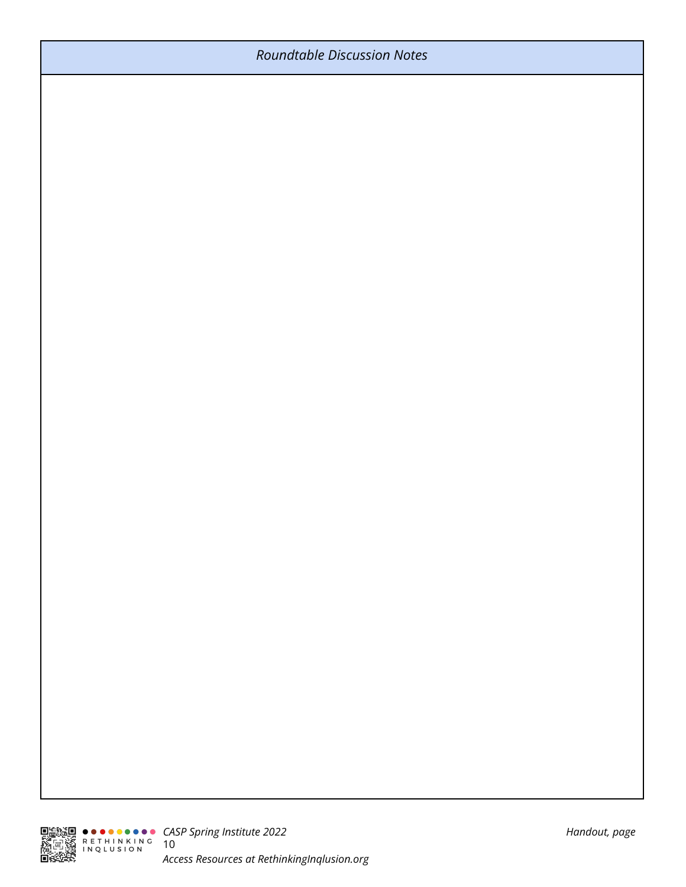| *Roundtable Discussion Notes* |
| --- |
| |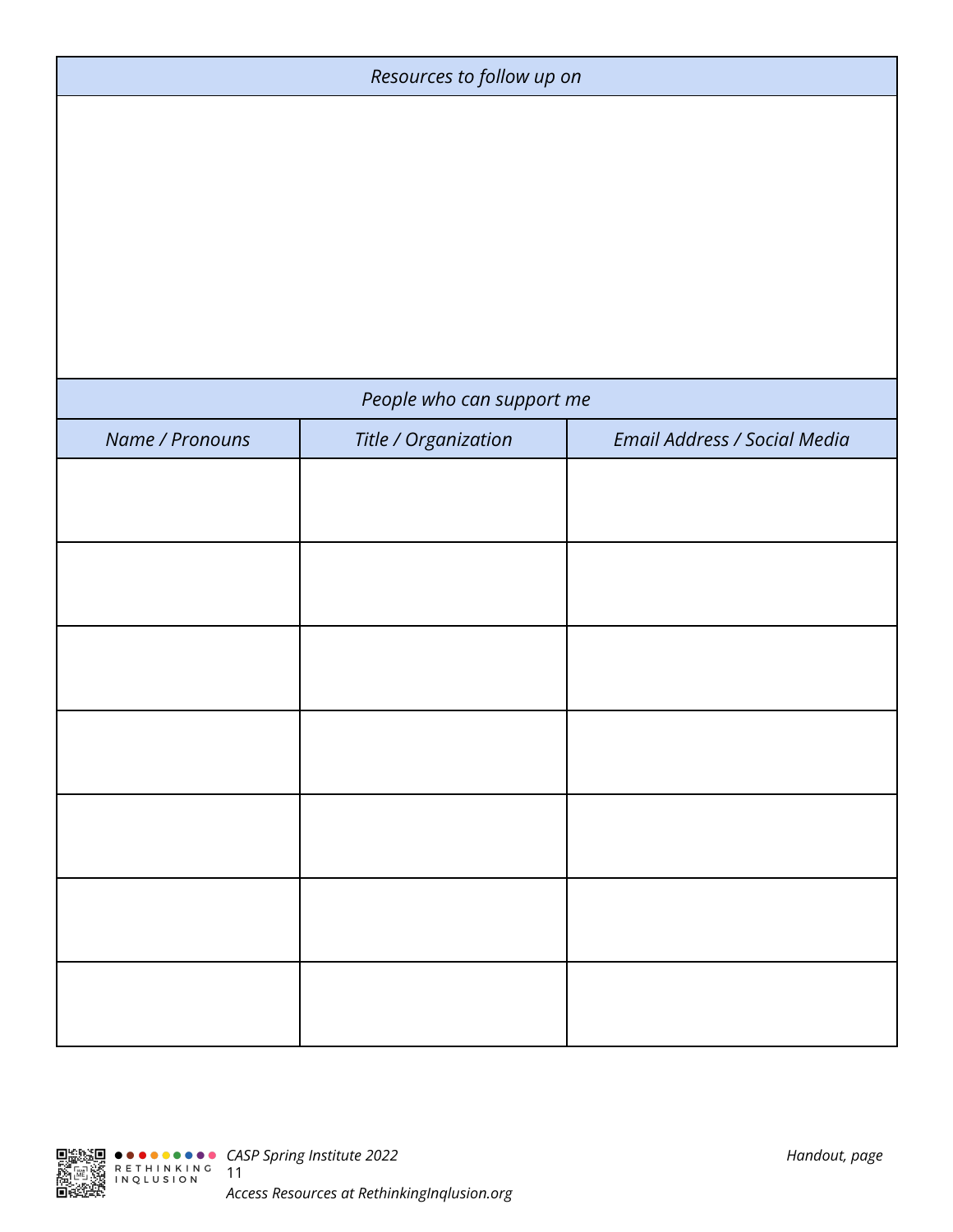| *Resources to follow up on* |
| --- |
| |

| *People who can support me* | | |
| --- | --- | --- |
| *Name / Pronouns* | *Title / Organization* | *Email Address / Social Media* |
| | | |
| | | |
| | | |
| | | |
| | | |
| | | |
| | | |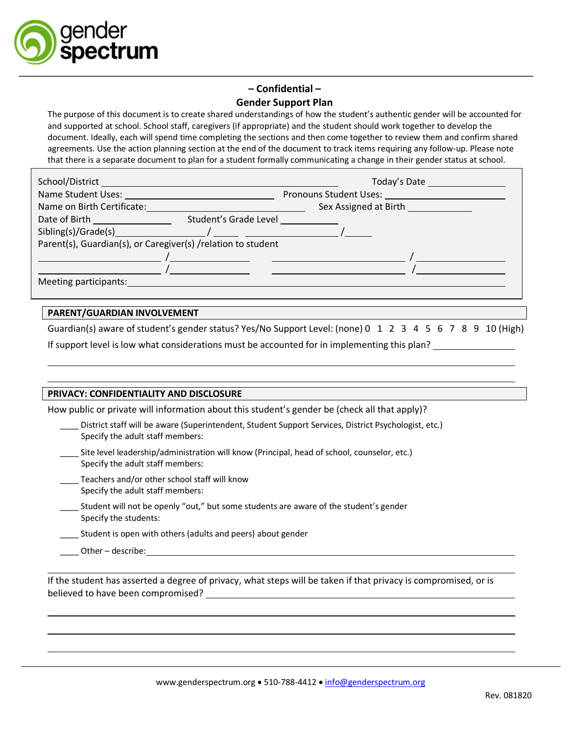gender spectrum

**– Confidential –**

**Gender Support Plan**

The purpose of this document is to create shared understandings of how the student's authentic gender will be accounted for and supported at school. School staff, caregivers (if appropriate) and the student should work together to develop the document. Ideally, each will spend time completing the sections and then come together to review them and confirm shared agreements. Use the action planning section at the end of the document to track items requiring any follow-up. Please note that there is a separate document to plan for a student formally communicating a change in their gender status at school.

School/District ______________________________ Today's Date ____________

Name Student Uses: ______________________ Pronouns Student Uses: ______________

Name on Birth Certificate: ______________________ Sex Assigned at Birth ____________

Date of Birth ____________ Student's Grade Level ____________

Sibling(s)/Grade(s)______________ / _____ ______________ /_____

Parent(s), Guardian(s), or Caregiver(s) /relation to student

______________ / ______________ ______________ / ______________

______________ / ______________ ______________ / ______________

Meeting participants:______________________________________________

## PARENT/GUARDIAN INVOLVEMENT

Guardian(s) aware of student's gender status? Yes/No Support Level: (none) 0 1 2 3 4 5 6 7 8 9 10 (High)

If support level is low what considerations must be accounted for in implementing this plan? ____________

______________________________________________

______________________________________________

## PRIVACY: CONFIDENTIALITY AND DISCLOSURE

How public or private will information about this student's gender be (check all that apply)?

- ____ District staff will be aware (Superintendent, Student Support Services, District Psychologist, etc.)
  Specify the adult staff members:
- ____ Site level leadership/administration will know (Principal, head of school, counselor, etc.)
  Specify the adult staff members:
- ____ Teachers and/or other school staff will know
  Specify the adult staff members:
- ____ Student will not be openly "out," but some students are aware of the student's gender
  Specify the students:
- ____ Student is open with others (adults and peers) about gender
- ____ Other – describe:______________________________________________

______________________________________________

If the student has asserted a degree of privacy, what steps will be taken if that privacy is compromised, or is believed to have been compromised? ______________________________

______________________________________________

______________________________________________

______________________________________________

www.genderspectrum.org • 510-788-4412 • info@genderspectrum.org

Rev. 081820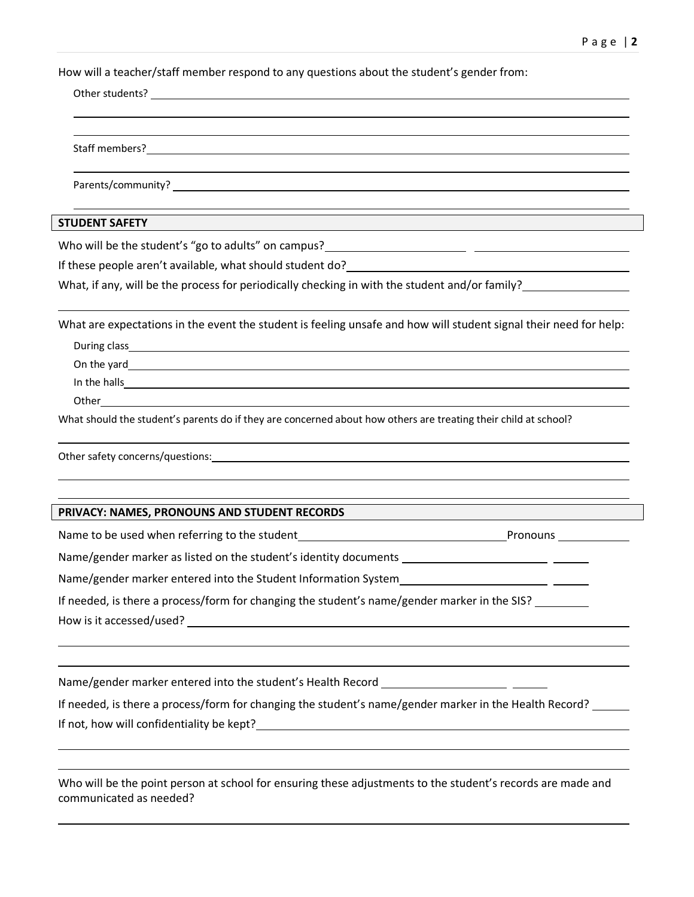How will a teacher/staff member respond to any questions about the student's gender from:

Other students? ______________________________________________

Staff members? ______________________________________________

Parents/community? ______________________________________________

## STUDENT SAFETY

Who will be the student's "go to adults" on campus? ____________ ____________

If these people aren't available, what should student do? ______________________

What, if any, will be the process for periodically checking in with the student and/or family? ______________________

What are expectations in the event the student is feeling unsafe and how will student signal their need for help:

During class ______________________________________________

On the yard ______________________________________________

In the halls ______________________________________________

Other ______________________________________________

What should the student's parents do if they are concerned about how others are treating their child at school?

______________________________________________

Other safety concerns/questions: ______________________________________________

## PRIVACY: NAMES, PRONOUNS AND STUDENT RECORDS

Name to be used when referring to the student ______________________ Pronouns __________

Name/gender marker as listed on the student's identity documents ______________ ______

Name/gender marker entered into the Student Information System ______________ ______

If needed, is there a process/form for changing the student's name/gender marker in the SIS? ________

How is it accessed/used? ______________________________________________

Name/gender marker entered into the student's Health Record ______________ ______

If needed, is there a process/form for changing the student's name/gender marker in the Health Record? ______

If not, how will confidentiality be kept? ______________________________________________

Who will be the point person at school for ensuring these adjustments to the student's records are made and communicated as needed?

______________________________________________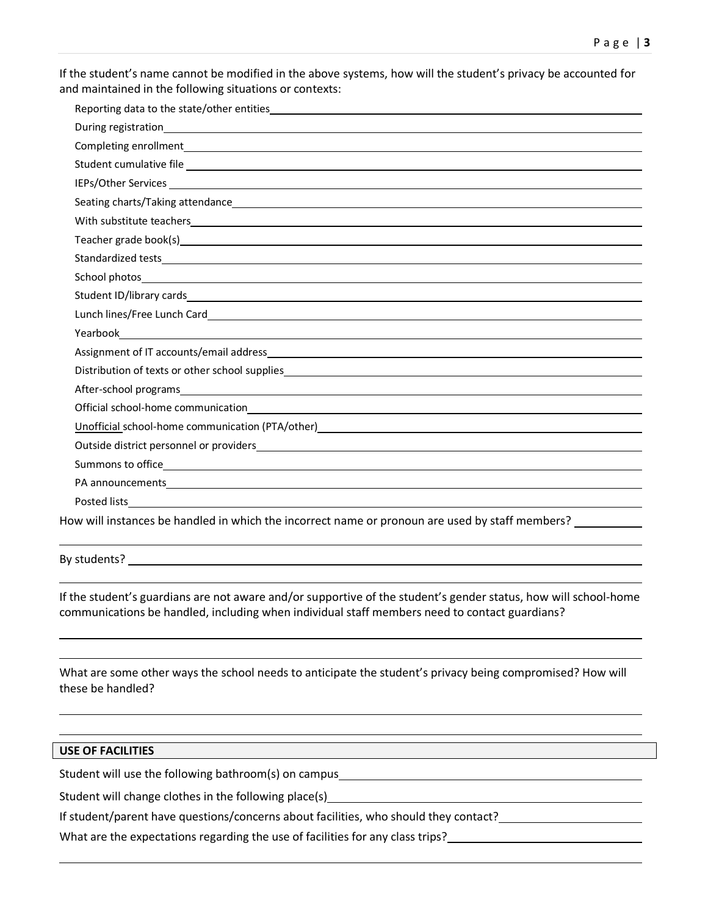If the student's name cannot be modified in the above systems, how will the student's privacy be accounted for and maintained in the following situations or contexts:

- Reporting data to the state/other entities \_\_\_\_\_\_\_\_\_\_\_\_\_\_\_\_\_\_\_\_
- During registration \_\_\_\_\_\_\_\_\_\_\_\_\_\_\_\_\_\_\_\_
- Completing enrollment \_\_\_\_\_\_\_\_\_\_\_\_\_\_\_\_\_\_\_\_
- Student cumulative file \_\_\_\_\_\_\_\_\_\_\_\_\_\_\_\_\_\_\_\_
- IEPs/Other Services \_\_\_\_\_\_\_\_\_\_\_\_\_\_\_\_\_\_\_\_
- Seating charts/Taking attendance \_\_\_\_\_\_\_\_\_\_\_\_\_\_\_\_\_\_\_\_
- With substitute teachers \_\_\_\_\_\_\_\_\_\_\_\_\_\_\_\_\_\_\_\_
- Teacher grade book(s) \_\_\_\_\_\_\_\_\_\_\_\_\_\_\_\_\_\_\_\_
- Standardized tests \_\_\_\_\_\_\_\_\_\_\_\_\_\_\_\_\_\_\_\_
- School photos \_\_\_\_\_\_\_\_\_\_\_\_\_\_\_\_\_\_\_\_
- Student ID/library cards \_\_\_\_\_\_\_\_\_\_\_\_\_\_\_\_\_\_\_\_
- Lunch lines/Free Lunch Card \_\_\_\_\_\_\_\_\_\_\_\_\_\_\_\_\_\_\_\_
- Yearbook \_\_\_\_\_\_\_\_\_\_\_\_\_\_\_\_\_\_\_\_
- Assignment of IT accounts/email address \_\_\_\_\_\_\_\_\_\_\_\_\_\_\_\_\_\_\_\_
- Distribution of texts or other school supplies \_\_\_\_\_\_\_\_\_\_\_\_\_\_\_\_\_\_\_\_
- After-school programs \_\_\_\_\_\_\_\_\_\_\_\_\_\_\_\_\_\_\_\_
- Official school-home communication \_\_\_\_\_\_\_\_\_\_\_\_\_\_\_\_\_\_\_\_
- <u>Unofficial</u> school-home communication (PTA/other) \_\_\_\_\_\_\_\_\_\_\_\_\_\_\_\_\_\_\_\_
- Outside district personnel or providers \_\_\_\_\_\_\_\_\_\_\_\_\_\_\_\_\_\_\_\_
- Summons to office \_\_\_\_\_\_\_\_\_\_\_\_\_\_\_\_\_\_\_\_
- PA announcements \_\_\_\_\_\_\_\_\_\_\_\_\_\_\_\_\_\_\_\_
- Posted lists \_\_\_\_\_\_\_\_\_\_\_\_\_\_\_\_\_\_\_\_

How will instances be handled in which the incorrect name or pronoun are used by staff members? \_\_\_\_\_\_\_\_\_\_\_\_\_\_\_\_\_\_\_\_

By students? \_\_\_\_\_\_\_\_\_\_\_\_\_\_\_\_\_\_\_\_

If the student's guardians are not aware and/or supportive of the student's gender status, how will school-home communications be handled, including when individual staff members need to contact guardians?

\_\_\_\_\_\_\_\_\_\_\_\_\_\_\_\_\_\_\_\_

\_\_\_\_\_\_\_\_\_\_\_\_\_\_\_\_\_\_\_\_

What are some other ways the school needs to anticipate the student's privacy being compromised? How will these be handled?

\_\_\_\_\_\_\_\_\_\_\_\_\_\_\_\_\_\_\_\_

\_\_\_\_\_\_\_\_\_\_\_\_\_\_\_\_\_\_\_\_

## USE OF FACILITIES

Student will use the following bathroom(s) on campus \_\_\_\_\_\_\_\_\_\_\_\_\_\_\_\_\_\_\_\_

Student will change clothes in the following place(s) \_\_\_\_\_\_\_\_\_\_\_\_\_\_\_\_\_\_\_\_

If student/parent have questions/concerns about facilities, who should they contact? \_\_\_\_\_\_\_\_\_\_\_\_\_\_\_\_\_\_\_\_

What are the expectations regarding the use of facilities for any class trips? \_\_\_\_\_\_\_\_\_\_\_\_\_\_\_\_\_\_\_\_

\_\_\_\_\_\_\_\_\_\_\_\_\_\_\_\_\_\_\_\_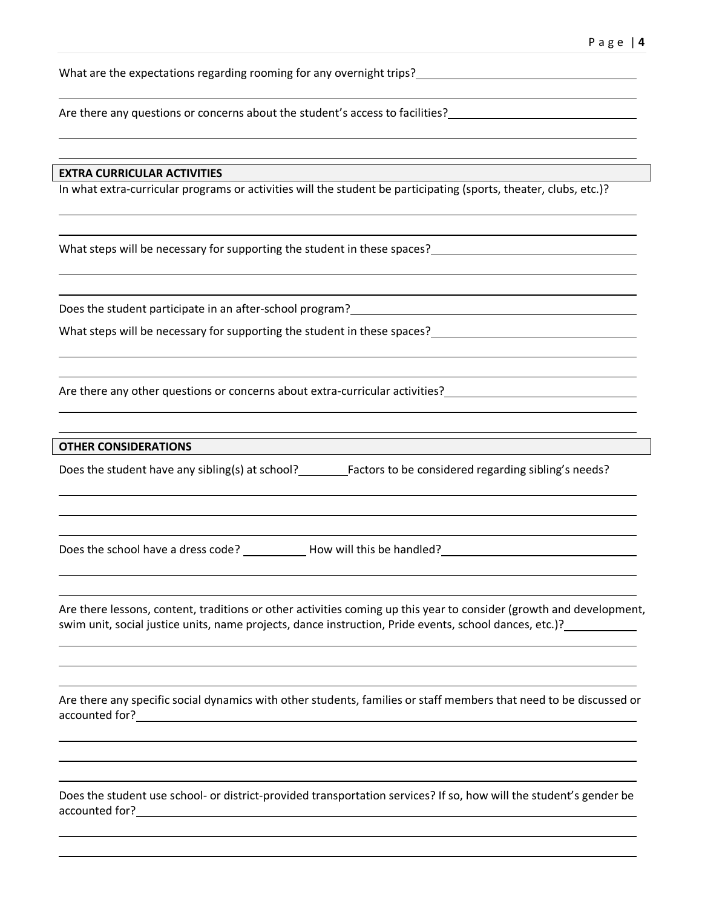What are the expectations regarding rooming for any overnight trips?

Are there any questions or concerns about the student's access to facilities?

## EXTRA CURRICULAR ACTIVITIES

In what extra-curricular programs or activities will the student be participating (sports, theater, clubs, etc.)?

What steps will be necessary for supporting the student in these spaces?

Does the student participate in an after-school program?

What steps will be necessary for supporting the student in these spaces?

Are there any other questions or concerns about extra-curricular activities?

## OTHER CONSIDERATIONS

Does the student have any sibling(s) at school? Factors to be considered regarding sibling's needs?

Does the school have a dress code? How will this be handled?

Are there lessons, content, traditions or other activities coming up this year to consider (growth and development, swim unit, social justice units, name projects, dance instruction, Pride events, school dances, etc.)?

Are there any specific social dynamics with other students, families or staff members that need to be discussed or accounted for?

Does the student use school- or district-provided transportation services? If so, how will the student's gender be accounted for?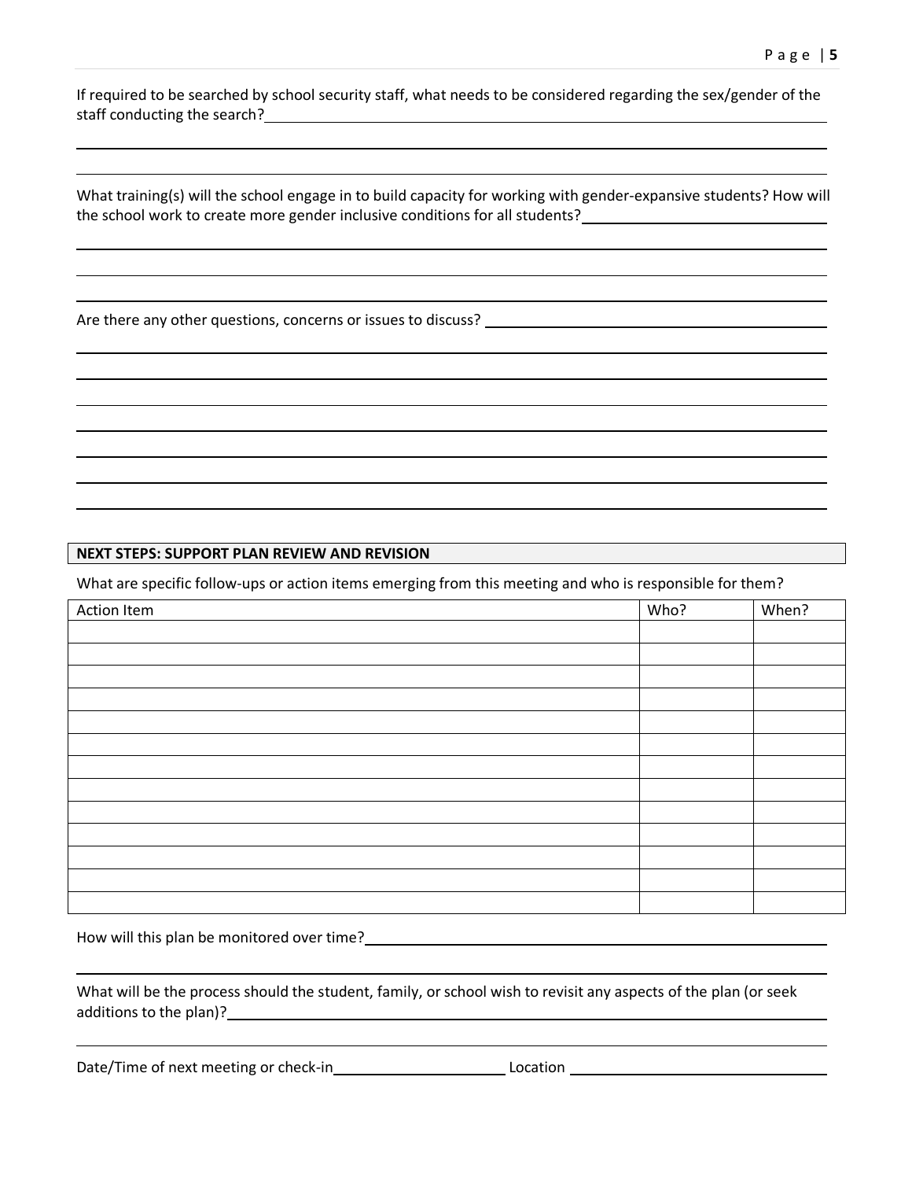If required to be searched by school security staff, what needs to be considered regarding the sex/gender of the staff conducting the search?

What training(s) will the school engage in to build capacity for working with gender-expansive students? How will the school work to create more gender inclusive conditions for all students?

Are there any other questions, concerns or issues to discuss?

**NEXT STEPS: SUPPORT PLAN REVIEW AND REVISION**

What are specific follow-ups or action items emerging from this meeting and who is responsible for them?

| Action Item | Who? | When? |
|---|---|---|
| | | |
| | | |
| | | |
| | | |
| | | |
| | | |
| | | |
| | | |
| | | |
| | | |
| | | |
| | | |
| | | |

How will this plan be monitored over time?

What will be the process should the student, family, or school wish to revisit any aspects of the plan (or seek additions to the plan)?

Date/Time of next meeting or check-in \_\_\_\_\_\_\_\_\_\_ Location \_\_\_\_\_\_\_\_\_\_